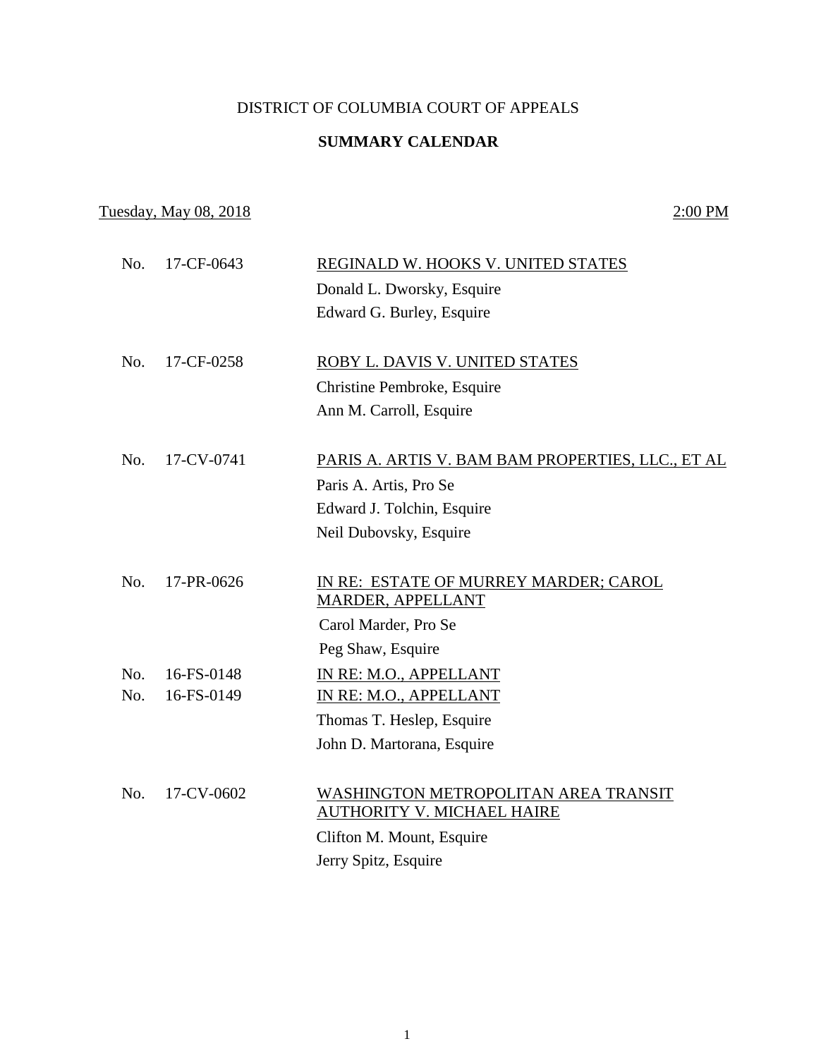DISTRICT OF COLUMBIA COURT OF APPEALS

**SUMMARY CALENDAR**

Tuesday, May 08, 2018 2:00 PM

No. 17-CF-0643 REGINALD W. HOOKS V. UNITED STATES
Donald L. Dworsky, Esquire
Edward G. Burley, Esquire

No. 17-CF-0258 ROBY L. DAVIS V. UNITED STATES
Christine Pembroke, Esquire
Ann M. Carroll, Esquire

No. 17-CV-0741 PARIS A. ARTIS V. BAM BAM PROPERTIES, LLC., ET AL
Paris A. Artis, Pro Se
Edward J. Tolchin, Esquire
Neil Dubovsky, Esquire

No. 17-PR-0626 IN RE: ESTATE OF MURREY MARDER; CAROL MARDER, APPELLANT
Carol Marder, Pro Se
Peg Shaw, Esquire

No. 16-FS-0148 IN RE: M.O., APPELLANT
No. 16-FS-0149 IN RE: M.O., APPELLANT
Thomas T. Heslep, Esquire
John D. Martorana, Esquire

No. 17-CV-0602 WASHINGTON METROPOLITAN AREA TRANSIT AUTHORITY V. MICHAEL HAIRE
Clifton M. Mount, Esquire
Jerry Spitz, Esquire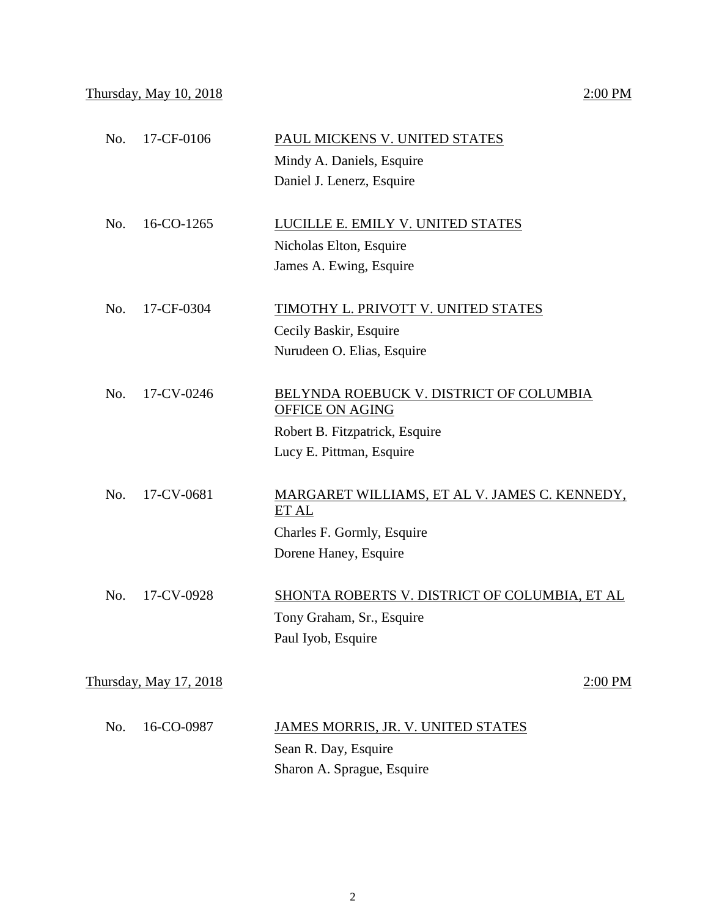Thursday, May 10, 2018 2:00 PM

No. 17-CF-0106 PAUL MICKENS V. UNITED STATES

Mindy A. Daniels, Esquire
Daniel J. Lenerz, Esquire

No. 16-CO-1265 LUCILLE E. EMILY V. UNITED STATES

Nicholas Elton, Esquire
James A. Ewing, Esquire

No. 17-CF-0304 TIMOTHY L. PRIVOTT V. UNITED STATES

Cecily Baskir, Esquire
Nurudeen O. Elias, Esquire

No. 17-CV-0246 BELYNDA ROEBUCK V. DISTRICT OF COLUMBIA OFFICE ON AGING

Robert B. Fitzpatrick, Esquire
Lucy E. Pittman, Esquire

No. 17-CV-0681 MARGARET WILLIAMS, ET AL V. JAMES C. KENNEDY, ET AL

Charles F. Gormly, Esquire
Dorene Haney, Esquire

No. 17-CV-0928 SHONTA ROBERTS V. DISTRICT OF COLUMBIA, ET AL

Tony Graham, Sr., Esquire
Paul Iyob, Esquire

Thursday, May 17, 2018 2:00 PM

No. 16-CO-0987 JAMES MORRIS, JR. V. UNITED STATES

Sean R. Day, Esquire
Sharon A. Sprague, Esquire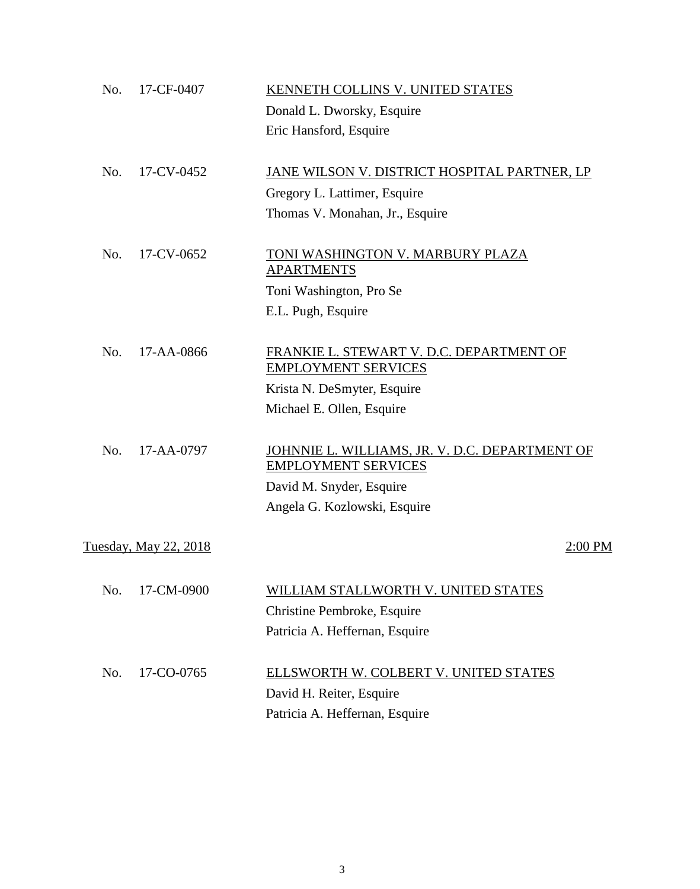No. 17-CF-0407 — <u>KENNETH COLLINS V. UNITED STATES</u>
Donald L. Dworsky, Esquire
Eric Hansford, Esquire

No. 17-CV-0452 — <u>JANE WILSON V. DISTRICT HOSPITAL PARTNER, LP</u>
Gregory L. Lattimer, Esquire
Thomas V. Monahan, Jr., Esquire

No. 17-CV-0652 — <u>TONI WASHINGTON V. MARBURY PLAZA APARTMENTS</u>
Toni Washington, Pro Se
E.L. Pugh, Esquire

No. 17-AA-0866 — <u>FRANKIE L. STEWART V. D.C. DEPARTMENT OF EMPLOYMENT SERVICES</u>
Krista N. DeSmyter, Esquire
Michael E. Ollen, Esquire

No. 17-AA-0797 — <u>JOHNNIE L. WILLIAMS, JR. V. D.C. DEPARTMENT OF EMPLOYMENT SERVICES</u>
David M. Snyder, Esquire
Angela G. Kozlowski, Esquire

<u>Tuesday, May 22, 2018</u> — <u>2:00 PM</u>

No. 17-CM-0900 — <u>WILLIAM STALLWORTH V. UNITED STATES</u>
Christine Pembroke, Esquire
Patricia A. Heffernan, Esquire

No. 17-CO-0765 — <u>ELLSWORTH W. COLBERT V. UNITED STATES</u>
David H. Reiter, Esquire
Patricia A. Heffernan, Esquire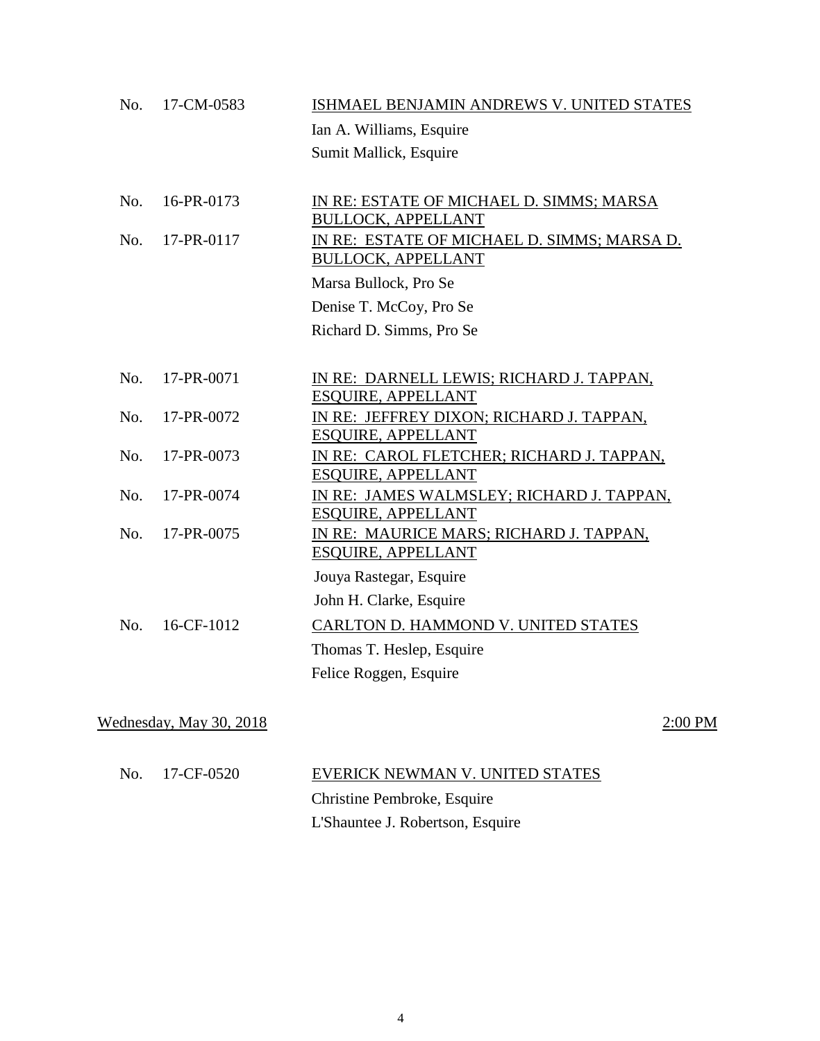No. 17-CM-0583 — ISHMAEL BENJAMIN ANDREWS V. UNITED STATES

Ian A. Williams, Esquire
Sumit Mallick, Esquire

No. 16-PR-0173 — IN RE: ESTATE OF MICHAEL D. SIMMS; MARSA BULLOCK, APPELLANT

No. 17-PR-0117 — IN RE: ESTATE OF MICHAEL D. SIMMS; MARSA D. BULLOCK, APPELLANT

Marsa Bullock, Pro Se
Denise T. McCoy, Pro Se
Richard D. Simms, Pro Se

No. 17-PR-0071 — IN RE: DARNELL LEWIS; RICHARD J. TAPPAN, ESQUIRE, APPELLANT

No. 17-PR-0072 — IN RE: JEFFREY DIXON; RICHARD J. TAPPAN, ESQUIRE, APPELLANT

No. 17-PR-0073 — IN RE: CAROL FLETCHER; RICHARD J. TAPPAN, ESQUIRE, APPELLANT

No. 17-PR-0074 — IN RE: JAMES WALMSLEY; RICHARD J. TAPPAN, ESQUIRE, APPELLANT

No. 17-PR-0075 — IN RE: MAURICE MARS; RICHARD J. TAPPAN, ESQUIRE, APPELLANT

Jouya Rastegar, Esquire
John H. Clarke, Esquire

No. 16-CF-1012 — CARLTON D. HAMMOND V. UNITED STATES

Thomas T. Heslep, Esquire
Felice Roggen, Esquire

## Wednesday, May 30, 2018 — 2:00 PM

No. 17-CF-0520 — EVERICK NEWMAN V. UNITED STATES

Christine Pembroke, Esquire
L'Shauntee J. Robertson, Esquire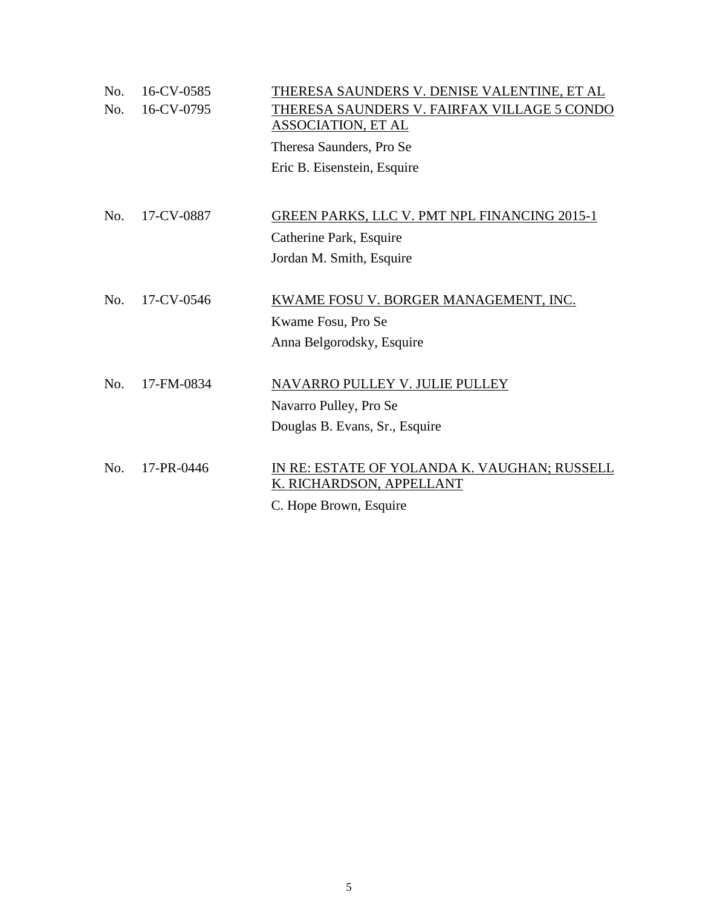No. 16-CV-0585 THERESA SAUNDERS V. DENISE VALENTINE, ET AL
No. 16-CV-0795 THERESA SAUNDERS V. FAIRFAX VILLAGE 5 CONDO ASSOCIATION, ET AL

Theresa Saunders, Pro Se

Eric B. Eisenstein, Esquire

No. 17-CV-0887 GREEN PARKS, LLC V. PMT NPL FINANCING 2015-1

Catherine Park, Esquire

Jordan M. Smith, Esquire

No. 17-CV-0546 KWAME FOSU V. BORGER MANAGEMENT, INC.

Kwame Fosu, Pro Se

Anna Belgorodsky, Esquire

No. 17-FM-0834 NAVARRO PULLEY V. JULIE PULLEY

Navarro Pulley, Pro Se

Douglas B. Evans, Sr., Esquire

No. 17-PR-0446 IN RE: ESTATE OF YOLANDA K. VAUGHAN; RUSSELL K. RICHARDSON, APPELLANT

C. Hope Brown, Esquire